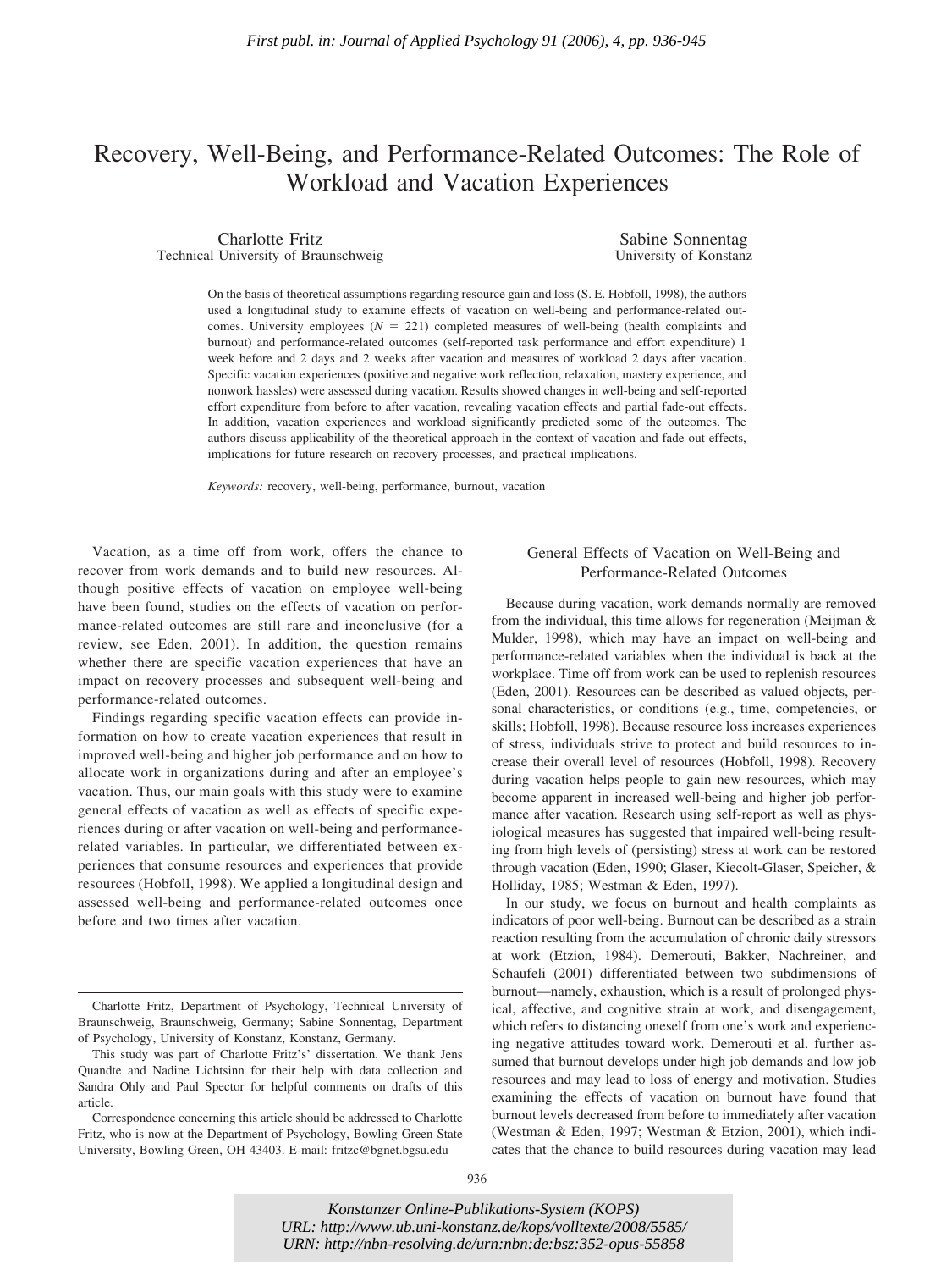# Recovery, Well-Being, and Performance-Related Outcomes: The Role of Workload and Vacation Experiences

Charlotte Fritz
Technical University of Braunschweig

Sabine Sonnentag
University of Konstanz

On the basis of theoretical assumptions regarding resource gain and loss (S. E. Hobfoll, 1998), the authors used a longitudinal study to examine effects of vacation on well-being and performance-related outcomes. University employees ($N = 221$) completed measures of well-being (health complaints and burnout) and performance-related outcomes (self-reported task performance and effort expenditure) 1 week before and 2 days and 2 weeks after vacation and measures of workload 2 days after vacation. Specific vacation experiences (positive and negative work reflection, relaxation, mastery experience, and nonwork hassles) were assessed during vacation. Results showed changes in well-being and self-reported effort expenditure from before to after vacation, revealing vacation effects and partial fade-out effects. In addition, vacation experiences and workload significantly predicted some of the outcomes. The authors discuss applicability of the theoretical approach in the context of vacation and fade-out effects, implications for future research on recovery processes, and practical implications.

*Keywords:* recovery, well-being, performance, burnout, vacation

Vacation, as a time off from work, offers the chance to recover from work demands and to build new resources. Although positive effects of vacation on employee well-being have been found, studies on the effects of vacation on performance-related outcomes are still rare and inconclusive (for a review, see Eden, 2001). In addition, the question remains whether there are specific vacation experiences that have an impact on recovery processes and subsequent well-being and performance-related outcomes.

Findings regarding specific vacation effects can provide information on how to create vacation experiences that result in improved well-being and higher job performance and on how to allocate work in organizations during and after an employee's vacation. Thus, our main goals with this study were to examine general effects of vacation as well as effects of specific experiences during or after vacation on well-being and performance-related variables. In particular, we differentiated between experiences that consume resources and experiences that provide resources (Hobfoll, 1998). We applied a longitudinal design and assessed well-being and performance-related outcomes once before and two times after vacation.

## General Effects of Vacation on Well-Being and Performance-Related Outcomes

Because during vacation, work demands normally are removed from the individual, this time allows for regeneration (Meijman & Mulder, 1998), which may have an impact on well-being and performance-related variables when the individual is back at the workplace. Time off from work can be used to replenish resources (Eden, 2001). Resources can be described as valued objects, personal characteristics, or conditions (e.g., time, competencies, or skills; Hobfoll, 1998). Because resource loss increases experiences of stress, individuals strive to protect and build resources to increase their overall level of resources (Hobfoll, 1998). Recovery during vacation helps people to gain new resources, which may become apparent in increased well-being and higher job performance after vacation. Research using self-report as well as physiological measures has suggested that impaired well-being resulting from high levels of (persisting) stress at work can be restored through vacation (Eden, 1990; Glaser, Kiecolt-Glaser, Speicher, & Holliday, 1985; Westman & Eden, 1997).

In our study, we focus on burnout and health complaints as indicators of poor well-being. Burnout can be described as a strain reaction resulting from the accumulation of chronic daily stressors at work (Etzion, 1984). Demerouti, Bakker, Nachreiner, and Schaufeli (2001) differentiated between two subdimensions of burnout—namely, exhaustion, which is a result of prolonged physical, affective, and cognitive strain at work, and disengagement, which refers to distancing oneself from one's work and experiencing negative attitudes toward work. Demerouti et al. further assumed that burnout develops under high job demands and low job resources and may lead to loss of energy and motivation. Studies examining the effects of vacation on burnout have found that burnout levels decreased from before to immediately after vacation (Westman & Eden, 1997; Westman & Etzion, 2001), which indicates that the chance to build resources during vacation may lead

---

Charlotte Fritz, Department of Psychology, Technical University of Braunschweig, Braunschweig, Germany; Sabine Sonnentag, Department of Psychology, University of Konstanz, Konstanz, Germany.

This study was part of Charlotte Fritz's' dissertation. We thank Jens Quandte and Nadine Lichtsinn for their help with data collection and Sandra Ohly and Paul Spector for helpful comments on drafts of this article.

Correspondence concerning this article should be addressed to Charlotte Fritz, who is now at the Department of Psychology, Bowling Green State University, Bowling Green, OH 43403. E-mail: fritzc@bgnet.bgsu.edu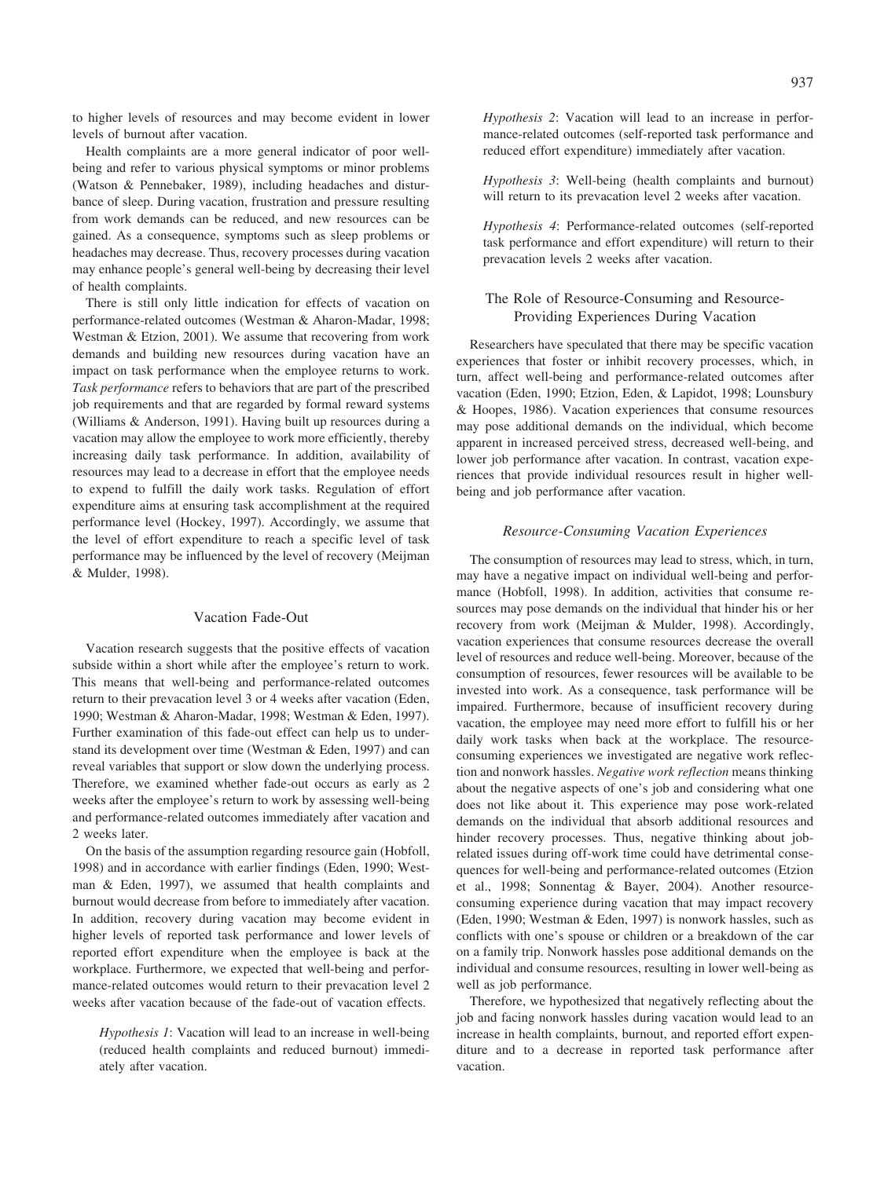to higher levels of resources and may become evident in lower levels of burnout after vacation.

Health complaints are a more general indicator of poor well-being and refer to various physical symptoms or minor problems (Watson & Pennebaker, 1989), including headaches and disturbance of sleep. During vacation, frustration and pressure resulting from work demands can be reduced, and new resources can be gained. As a consequence, symptoms such as sleep problems or headaches may decrease. Thus, recovery processes during vacation may enhance people's general well-being by decreasing their level of health complaints.

There is still only little indication for effects of vacation on performance-related outcomes (Westman & Aharon-Madar, 1998; Westman & Etzion, 2001). We assume that recovering from work demands and building new resources during vacation have an impact on task performance when the employee returns to work. *Task performance* refers to behaviors that are part of the prescribed job requirements and that are regarded by formal reward systems (Williams & Anderson, 1991). Having built up resources during a vacation may allow the employee to work more efficiently, thereby increasing daily task performance. In addition, availability of resources may lead to a decrease in effort that the employee needs to expend to fulfill the daily work tasks. Regulation of effort expenditure aims at ensuring task accomplishment at the required performance level (Hockey, 1997). Accordingly, we assume that the level of effort expenditure to reach a specific level of task performance may be influenced by the level of recovery (Meijman & Mulder, 1998).

## Vacation Fade-Out

Vacation research suggests that the positive effects of vacation subside within a short while after the employee's return to work. This means that well-being and performance-related outcomes return to their prevacation level 3 or 4 weeks after vacation (Eden, 1990; Westman & Aharon-Madar, 1998; Westman & Eden, 1997). Further examination of this fade-out effect can help us to understand its development over time (Westman & Eden, 1997) and can reveal variables that support or slow down the underlying process. Therefore, we examined whether fade-out occurs as early as 2 weeks after the employee's return to work by assessing well-being and performance-related outcomes immediately after vacation and 2 weeks later.

On the basis of the assumption regarding resource gain (Hobfoll, 1998) and in accordance with earlier findings (Eden, 1990; Westman & Eden, 1997), we assumed that health complaints and burnout would decrease from before to immediately after vacation. In addition, recovery during vacation may become evident in higher levels of reported task performance and lower levels of reported effort expenditure when the employee is back at the workplace. Furthermore, we expected that well-being and performance-related outcomes would return to their prevacation level 2 weeks after vacation because of the fade-out of vacation effects.

> *Hypothesis 1*: Vacation will lead to an increase in well-being (reduced health complaints and reduced burnout) immediately after vacation.

> *Hypothesis 2*: Vacation will lead to an increase in performance-related outcomes (self-reported task performance and reduced effort expenditure) immediately after vacation.

> *Hypothesis 3*: Well-being (health complaints and burnout) will return to its prevacation level 2 weeks after vacation.

> *Hypothesis 4*: Performance-related outcomes (self-reported task performance and effort expenditure) will return to their prevacation levels 2 weeks after vacation.

## The Role of Resource-Consuming and Resource-Providing Experiences During Vacation

Researchers have speculated that there may be specific vacation experiences that foster or inhibit recovery processes, which, in turn, affect well-being and performance-related outcomes after vacation (Eden, 1990; Etzion, Eden, & Lapidot, 1998; Lounsbury & Hoopes, 1986). Vacation experiences that consume resources may pose additional demands on the individual, which become apparent in increased perceived stress, decreased well-being, and lower job performance after vacation. In contrast, vacation experiences that provide individual resources result in higher well-being and job performance after vacation.

### *Resource-Consuming Vacation Experiences*

The consumption of resources may lead to stress, which, in turn, may have a negative impact on individual well-being and performance (Hobfoll, 1998). In addition, activities that consume resources may pose demands on the individual that hinder his or her recovery from work (Meijman & Mulder, 1998). Accordingly, vacation experiences that consume resources decrease the overall level of resources and reduce well-being. Moreover, because of the consumption of resources, fewer resources will be available to be invested into work. As a consequence, task performance will be impaired. Furthermore, because of insufficient recovery during vacation, the employee may need more effort to fulfill his or her daily work tasks when back at the workplace. The resource-consuming experiences we investigated are negative work reflection and nonwork hassles. *Negative work reflection* means thinking about the negative aspects of one's job and considering what one does not like about it. This experience may pose work-related demands on the individual that absorb additional resources and hinder recovery processes. Thus, negative thinking about job-related issues during off-work time could have detrimental consequences for well-being and performance-related outcomes (Etzion et al., 1998; Sonnentag & Bayer, 2004). Another resource-consuming experience during vacation that may impact recovery (Eden, 1990; Westman & Eden, 1997) is nonwork hassles, such as conflicts with one's spouse or children or a breakdown of the car on a family trip. Nonwork hassles pose additional demands on the individual and consume resources, resulting in lower well-being as well as job performance.

Therefore, we hypothesized that negatively reflecting about the job and facing nonwork hassles during vacation would lead to an increase in health complaints, burnout, and reported effort expenditure and to a decrease in reported task performance after vacation.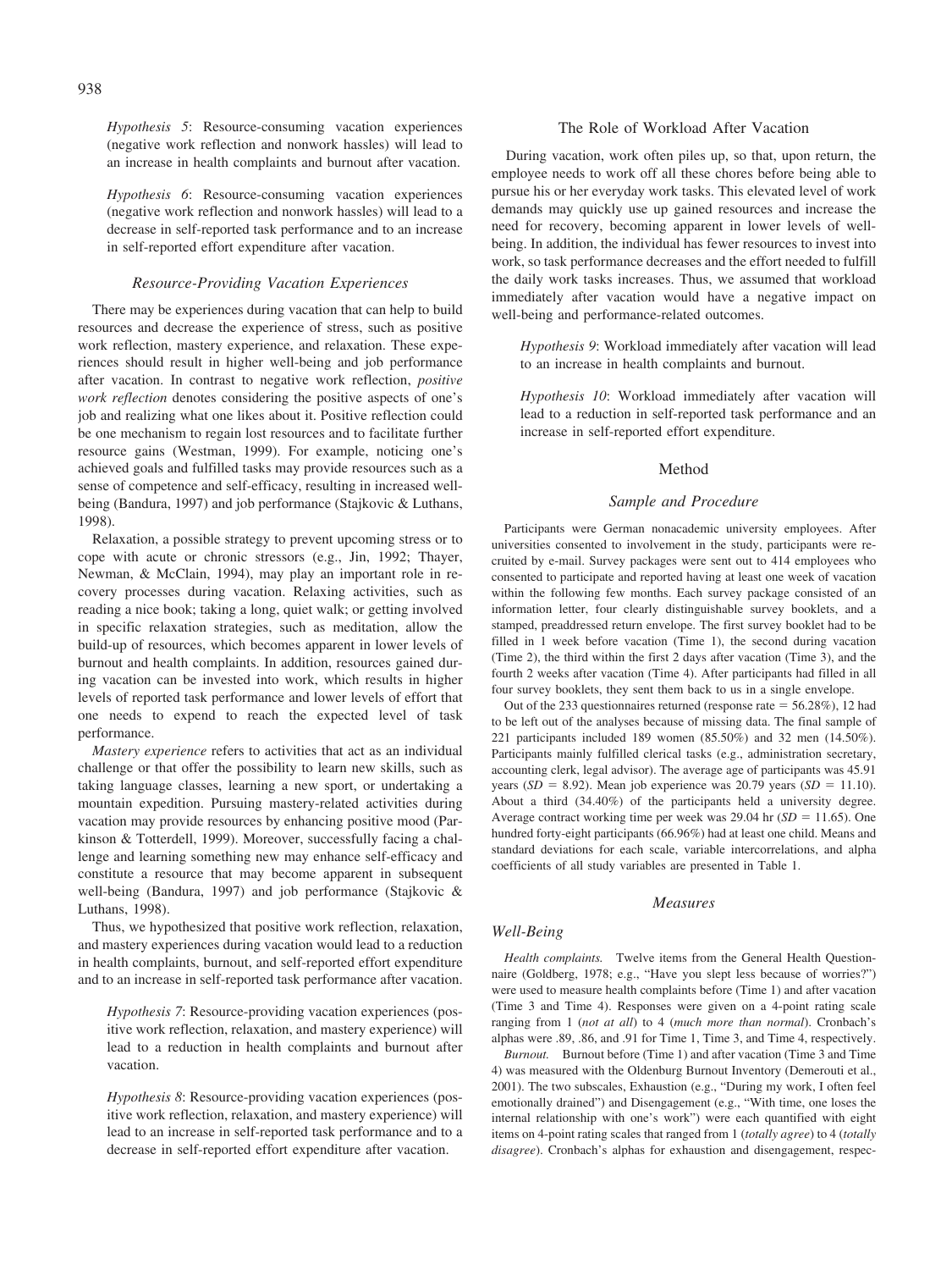*Hypothesis 5*: Resource-consuming vacation experiences (negative work reflection and nonwork hassles) will lead to an increase in health complaints and burnout after vacation.

*Hypothesis 6*: Resource-consuming vacation experiences (negative work reflection and nonwork hassles) will lead to a decrease in self-reported task performance and to an increase in self-reported effort expenditure after vacation.

### *Resource-Providing Vacation Experiences*

There may be experiences during vacation that can help to build resources and decrease the experience of stress, such as positive work reflection, mastery experience, and relaxation. These experiences should result in higher well-being and job performance after vacation. In contrast to negative work reflection, *positive work reflection* denotes considering the positive aspects of one's job and realizing what one likes about it. Positive reflection could be one mechanism to regain lost resources and to facilitate further resource gains (Westman, 1999). For example, noticing one's achieved goals and fulfilled tasks may provide resources such as a sense of competence and self-efficacy, resulting in increased well-being (Bandura, 1997) and job performance (Stajkovic & Luthans, 1998).

Relaxation, a possible strategy to prevent upcoming stress or to cope with acute or chronic stressors (e.g., Jin, 1992; Thayer, Newman, & McClain, 1994), may play an important role in recovery processes during vacation. Relaxing activities, such as reading a nice book; taking a long, quiet walk; or getting involved in specific relaxation strategies, such as meditation, allow the build-up of resources, which becomes apparent in lower levels of burnout and health complaints. In addition, resources gained during vacation can be invested into work, which results in higher levels of reported task performance and lower levels of effort that one needs to expend to reach the expected level of task performance.

*Mastery experience* refers to activities that act as an individual challenge or that offer the possibility to learn new skills, such as taking language classes, learning a new sport, or undertaking a mountain expedition. Pursuing mastery-related activities during vacation may provide resources by enhancing positive mood (Parkinson & Totterdell, 1999). Moreover, successfully facing a challenge and learning something new may enhance self-efficacy and constitute a resource that may become apparent in subsequent well-being (Bandura, 1997) and job performance (Stajkovic & Luthans, 1998).

Thus, we hypothesized that positive work reflection, relaxation, and mastery experiences during vacation would lead to a reduction in health complaints, burnout, and self-reported effort expenditure and to an increase in self-reported task performance after vacation.

*Hypothesis 7*: Resource-providing vacation experiences (positive work reflection, relaxation, and mastery experience) will lead to a reduction in health complaints and burnout after vacation.

*Hypothesis 8*: Resource-providing vacation experiences (positive work reflection, relaxation, and mastery experience) will lead to an increase in self-reported task performance and to a decrease in self-reported effort expenditure after vacation.

### The Role of Workload After Vacation

During vacation, work often piles up, so that, upon return, the employee needs to work off all these chores before being able to pursue his or her everyday work tasks. This elevated level of work demands may quickly use up gained resources and increase the need for recovery, becoming apparent in lower levels of well-being. In addition, the individual has fewer resources to invest into work, so task performance decreases and the effort needed to fulfill the daily work tasks increases. Thus, we assumed that workload immediately after vacation would have a negative impact on well-being and performance-related outcomes.

*Hypothesis 9*: Workload immediately after vacation will lead to an increase in health complaints and burnout.

*Hypothesis 10*: Workload immediately after vacation will lead to a reduction in self-reported task performance and an increase in self-reported effort expenditure.

## Method

### *Sample and Procedure*

Participants were German nonacademic university employees. After universities consented to involvement in the study, participants were recruited by e-mail. Survey packages were sent out to 414 employees who consented to participate and reported having at least one week of vacation within the following few months. Each survey package consisted of an information letter, four clearly distinguishable survey booklets, and a stamped, preaddressed return envelope. The first survey booklet had to be filled in 1 week before vacation (Time 1), the second during vacation (Time 2), the third within the first 2 days after vacation (Time 3), and the fourth 2 weeks after vacation (Time 4). After participants had filled in all four survey booklets, they sent them back to us in a single envelope.

Out of the 233 questionnaires returned (response rate = 56.28%), 12 had to be left out of the analyses because of missing data. The final sample of 221 participants included 189 women (85.50%) and 32 men (14.50%). Participants mainly fulfilled clerical tasks (e.g., administration secretary, accounting clerk, legal advisor). The average age of participants was 45.91 years ($SD$ = 8.92). Mean job experience was 20.79 years ($SD$ = 11.10). About a third (34.40%) of the participants held a university degree. Average contract working time per week was 29.04 hr ($SD$ = 11.65). One hundred forty-eight participants (66.96%) had at least one child. Means and standard deviations for each scale, variable intercorrelations, and alpha coefficients of all study variables are presented in Table 1.

### *Measures*

#### *Well-Being*

*Health complaints.* Twelve items from the General Health Questionnaire (Goldberg, 1978; e.g., "Have you slept less because of worries?") were used to measure health complaints before (Time 1) and after vacation (Time 3 and Time 4). Responses were given on a 4-point rating scale ranging from 1 (*not at all*) to 4 (*much more than normal*). Cronbach's alphas were .89, .86, and .91 for Time 1, Time 3, and Time 4, respectively.

*Burnout.* Burnout before (Time 1) and after vacation (Time 3 and Time 4) was measured with the Oldenburg Burnout Inventory (Demerouti et al., 2001). The two subscales, Exhaustion (e.g., "During my work, I often feel emotionally drained") and Disengagement (e.g., "With time, one loses the internal relationship with one's work") were each quantified with eight items on 4-point rating scales that ranged from 1 (*totally agree*) to 4 (*totally disagree*). Cronbach's alphas for exhaustion and disengagement, respec-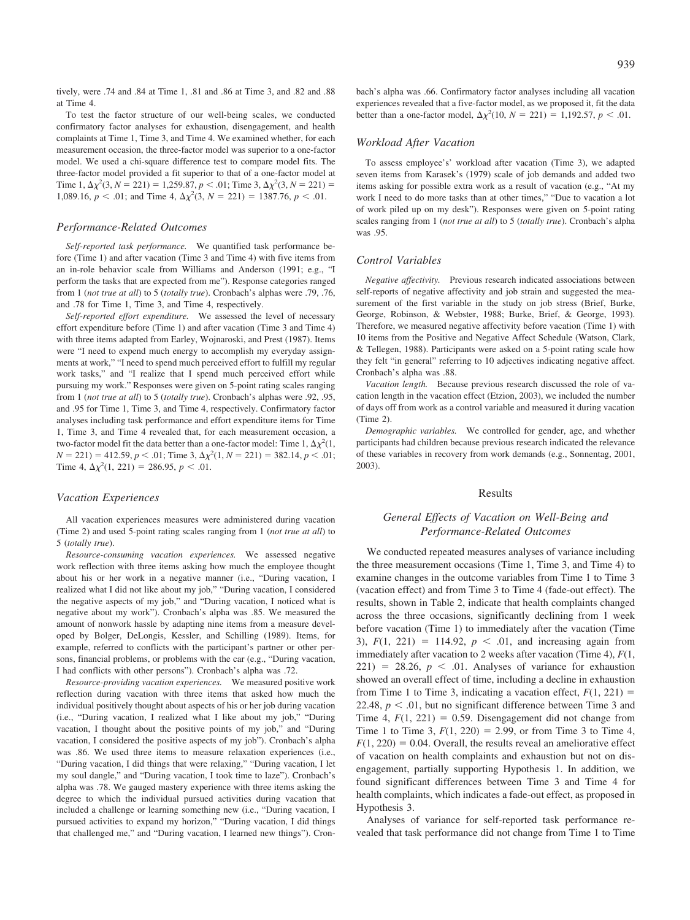tively, were .74 and .84 at Time 1, .81 and .86 at Time 3, and .82 and .88 at Time 4.

To test the factor structure of our well-being scales, we conducted confirmatory factor analyses for exhaustion, disengagement, and health complaints at Time 1, Time 3, and Time 4. We examined whether, for each measurement occasion, the three-factor model was superior to a one-factor model. We used a chi-square difference test to compare model fits. The three-factor model provided a fit superior to that of a one-factor model at Time 1, $\Delta\chi^2(3, N = 221) = 1{,}259.87$, $p < .01$; Time 3, $\Delta\chi^2(3, N = 221) = 1{,}089.16$, $p < .01$; and Time 4, $\Delta\chi^2(3, N = 221) = 1387.76$, $p < .01$.

### Performance-Related Outcomes

*Self-reported task performance.* We quantified task performance before (Time 1) and after vacation (Time 3 and Time 4) with five items from an in-role behavior scale from Williams and Anderson (1991; e.g., "I perform the tasks that are expected from me"). Response categories ranged from 1 (*not true at all*) to 5 (*totally true*). Cronbach's alphas were .79, .76, and .78 for Time 1, Time 3, and Time 4, respectively.

*Self-reported effort expenditure.* We assessed the level of necessary effort expenditure before (Time 1) and after vacation (Time 3 and Time 4) with three items adapted from Earley, Wojnaroski, and Prest (1987). Items were "I need to expend much energy to accomplish my everyday assignments at work," "I need to spend much perceived effort to fulfill my regular work tasks," and "I realize that I spend much perceived effort while pursuing my work." Responses were given on 5-point rating scales ranging from 1 (*not true at all*) to 5 (*totally true*). Cronbach's alphas were .92, .95, and .95 for Time 1, Time 3, and Time 4, respectively. Confirmatory factor analyses including task performance and effort expenditure items for Time 1, Time 3, and Time 4 revealed that, for each measurement occasion, a two-factor model fit the data better than a one-factor model: Time 1, $\Delta\chi^2(1, N = 221) = 412.59$, $p < .01$; Time 3, $\Delta\chi^2(1, N = 221) = 382.14$, $p < .01$; Time 4, $\Delta\chi^2(1, 221) = 286.95$, $p < .01$.

### Vacation Experiences

All vacation experiences measures were administered during vacation (Time 2) and used 5-point rating scales ranging from 1 (*not true at all*) to 5 (*totally true*).

*Resource-consuming vacation experiences.* We assessed negative work reflection with three items asking how much the employee thought about his or her work in a negative manner (i.e., "During vacation, I realized what I did not like about my job," "During vacation, I considered the negative aspects of my job," and "During vacation, I noticed what is negative about my work"). Cronbach's alpha was .85. We measured the amount of nonwork hassle by adapting nine items from a measure developed by Bolger, DeLongis, Kessler, and Schilling (1989). Items, for example, referred to conflicts with the participant's partner or other persons, financial problems, or problems with the car (e.g., "During vacation, I had conflicts with other persons"). Cronbach's alpha was .72.

*Resource-providing vacation experiences.* We measured positive work reflection during vacation with three items that asked how much the individual positively thought about aspects of his or her job during vacation (i.e., "During vacation, I realized what I like about my job," "During vacation, I thought about the positive points of my job," and "During vacation, I considered the positive aspects of my job"). Cronbach's alpha was .86. We used three items to measure relaxation experiences (i.e., "During vacation, I did things that were relaxing," "During vacation, I let my soul dangle," and "During vacation, I took time to laze"). Cronbach's alpha was .78. We gauged mastery experience with three items asking the degree to which the individual pursued activities during vacation that included a challenge or learning something new (i.e., "During vacation, I pursued activities to expand my horizon," "During vacation, I did things that challenged me," and "During vacation, I learned new things"). Cronbach's alpha was .66. Confirmatory factor analyses including all vacation experiences revealed that a five-factor model, as we proposed it, fit the data better than a one-factor model, $\Delta\chi^2(10, N = 221) = 1{,}192.57$, $p < .01$.

### Workload After Vacation

To assess employee's' workload after vacation (Time 3), we adapted seven items from Karasek's (1979) scale of job demands and added two items asking for possible extra work as a result of vacation (e.g., "At my work I need to do more tasks than at other times," "Due to vacation a lot of work piled up on my desk"). Responses were given on 5-point rating scales ranging from 1 (*not true at all*) to 5 (*totally true*). Cronbach's alpha was .95.

### Control Variables

*Negative affectivity.* Previous research indicated associations between self-reports of negative affectivity and job strain and suggested the measurement of the first variable in the study on job stress (Brief, Burke, George, Robinson, & Webster, 1988; Burke, Brief, & George, 1993). Therefore, we measured negative affectivity before vacation (Time 1) with 10 items from the Positive and Negative Affect Schedule (Watson, Clark, & Tellegen, 1988). Participants were asked on a 5-point rating scale how they felt "in general" referring to 10 adjectives indicating negative affect. Cronbach's alpha was .88.

*Vacation length.* Because previous research discussed the role of vacation length in the vacation effect (Etzion, 2003), we included the number of days off from work as a control variable and measured it during vacation (Time 2).

*Demographic variables.* We controlled for gender, age, and whether participants had children because previous research indicated the relevance of these variables in recovery from work demands (e.g., Sonnentag, 2001, 2003).

## Results

### General Effects of Vacation on Well-Being and Performance-Related Outcomes

We conducted repeated measures analyses of variance including the three measurement occasions (Time 1, Time 3, and Time 4) to examine changes in the outcome variables from Time 1 to Time 3 (vacation effect) and from Time 3 to Time 4 (fade-out effect). The results, shown in Table 2, indicate that health complaints changed across the three occasions, significantly declining from 1 week before vacation (Time 1) to immediately after the vacation (Time 3), $F(1, 221) = 114.92$, $p < .01$, and increasing again from immediately after vacation to 2 weeks after vacation (Time 4), $F(1, 221) = 28.26$, $p < .01$. Analyses of variance for exhaustion showed an overall effect of time, including a decline in exhaustion from Time 1 to Time 3, indicating a vacation effect, $F(1, 221) = 22.48$, $p < .01$, but no significant difference between Time 3 and Time 4, $F(1, 221) = 0.59$. Disengagement did not change from Time 1 to Time 3, $F(1, 220) = 2.99$, or from Time 3 to Time 4, $F(1, 220) = 0.04$. Overall, the results reveal an ameliorative effect of vacation on health complaints and exhaustion but not on disengagement, partially supporting Hypothesis 1. In addition, we found significant differences between Time 3 and Time 4 for health complaints, which indicates a fade-out effect, as proposed in Hypothesis 3.

Analyses of variance for self-reported task performance revealed that task performance did not change from Time 1 to Time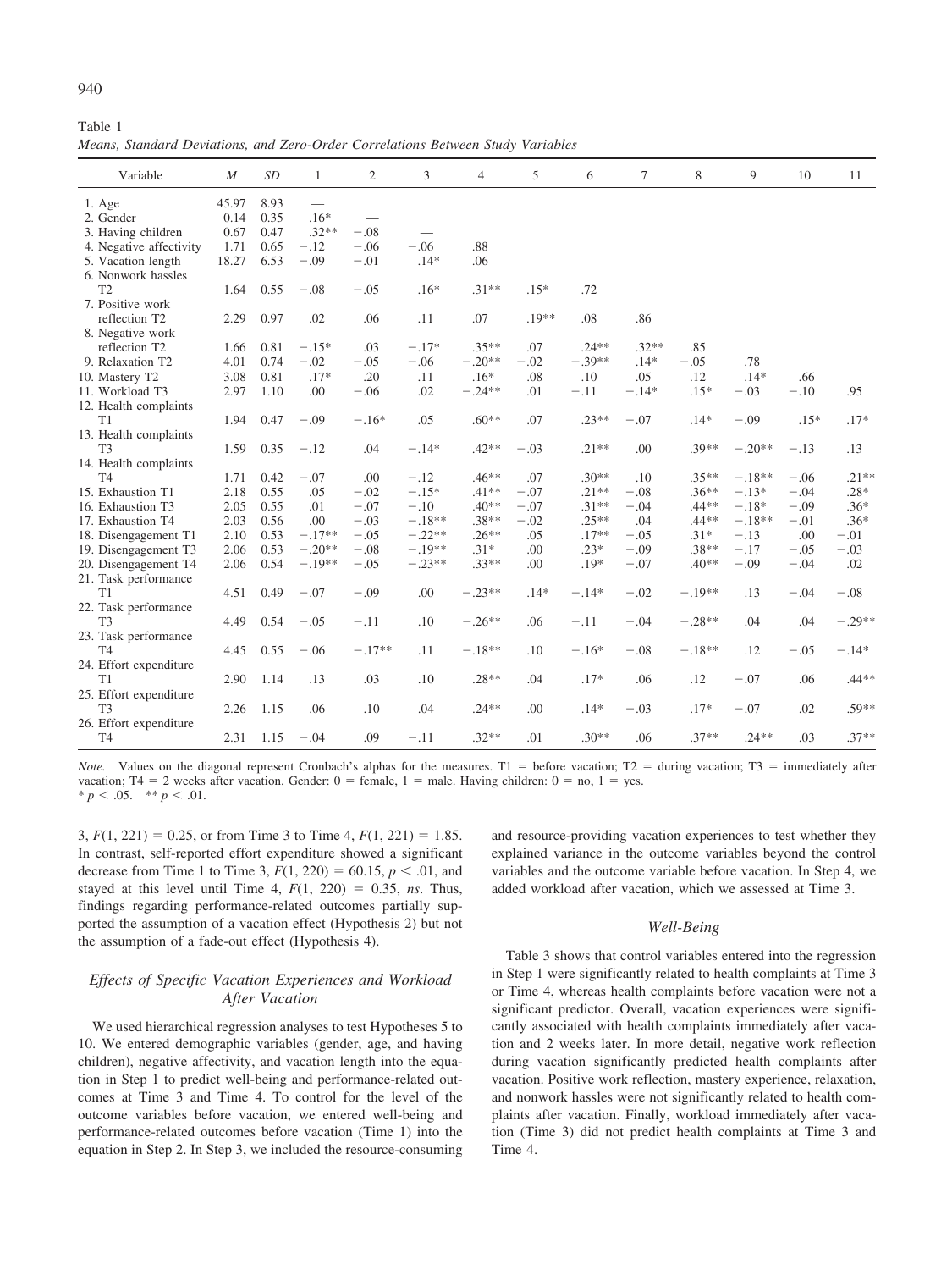Table 1
*Means, Standard Deviations, and Zero-Order Correlations Between Study Variables*

| Variable | *M* | *SD* | 1 | 2 | 3 | 4 | 5 | 6 | 7 | 8 | 9 | 10 | 11 |
|---|---|---|---|---|---|---|---|---|---|---|---|---|---|
| 1. Age | 45.97 | 8.93 | — | | | | | | | | | | |
| 2. Gender | 0.14 | 0.35 | .16* | — | | | | | | | | | |
| 3. Having children | 0.67 | 0.47 | .32** | −.08 | — | | | | | | | | |
| 4. Negative affectivity | 1.71 | 0.65 | −.12 | −.06 | −.06 | .88 | | | | | | | |
| 5. Vacation length | 18.27 | 6.53 | −.09 | −.01 | .14* | .06 | — | | | | | | |
| 6. Nonwork hassles T2 | 1.64 | 0.55 | −.08 | −.05 | .16* | .31** | .15* | .72 | | | | | |
| 7. Positive work reflection T2 | 2.29 | 0.97 | .02 | .06 | .11 | .07 | .19** | .08 | .86 | | | | |
| 8. Negative work reflection T2 | 1.66 | 0.81 | −.15* | .03 | −.17* | .35** | .07 | .24** | .32** | .85 | | | |
| 9. Relaxation T2 | 4.01 | 0.74 | −.02 | −.05 | −.06 | −.20** | −.02 | −.39** | .14* | −.05 | .78 | | |
| 10. Mastery T2 | 3.08 | 0.81 | .17* | .20 | .11 | .16* | .08 | .10 | .05 | .12 | .14* | .66 | |
| 11. Workload T3 | 2.97 | 1.10 | .00 | −.06 | .02 | −.24** | .01 | −.11 | −.14* | .15* | −.03 | −.10 | .95 |
| 12. Health complaints T1 | 1.94 | 0.47 | −.09 | −.16* | .05 | .60** | .07 | .23** | −.07 | .14* | −.09 | .15* | .17* |
| 13. Health complaints T3 | 1.59 | 0.35 | −.12 | .04 | −.14* | .42** | −.03 | .21** | .00 | .39** | −.20** | −.13 | .13 |
| 14. Health complaints T4 | 1.71 | 0.42 | −.07 | .00 | −.12 | .46** | .07 | .30** | .10 | .35** | −.18** | −.06 | .21** |
| 15. Exhaustion T1 | 2.18 | 0.55 | .05 | −.02 | −.15* | .41** | −.07 | .21** | −.08 | .36** | −.13* | −.04 | .28* |
| 16. Exhaustion T3 | 2.05 | 0.55 | .01 | −.07 | −.10 | .40** | −.07 | .31** | −.04 | .44** | −.18* | −.09 | .36* |
| 17. Exhaustion T4 | 2.03 | 0.56 | .00 | −.03 | −.18** | .38** | −.02 | .25** | .04 | .44** | −.18** | −.01 | .36* |
| 18. Disengagement T1 | 2.10 | 0.53 | −.17** | −.05 | −.22** | .26** | .05 | .17** | −.05 | .31* | −.13 | .00 | −.01 |
| 19. Disengagement T3 | 2.06 | 0.53 | −.20** | −.08 | −.19** | .31* | .00 | .23* | −.09 | .38** | −.17 | −.05 | −.03 |
| 20. Disengagement T4 | 2.06 | 0.54 | −.19** | −.05 | −.23** | .33** | .00 | .19* | −.07 | .40** | −.09 | −.04 | .02 |
| 21. Task performance T1 | 4.51 | 0.49 | −.07 | −.09 | .00 | −.23** | .14* | −.14* | −.02 | −.19** | .13 | −.04 | −.08 |
| 22. Task performance T3 | 4.49 | 0.54 | −.05 | −.11 | .10 | −.26** | .06 | −.11 | −.04 | −.28** | .04 | .04 | −.29** |
| 23. Task performance T4 | 4.45 | 0.55 | −.06 | −.17** | .11 | −.18** | .10 | −.16* | −.08 | −.18** | .12 | −.05 | −.14* |
| 24. Effort expenditure T1 | 2.90 | 1.14 | .13 | .03 | .10 | .28** | .04 | .17* | .06 | .12 | −.07 | .06 | .44** |
| 25. Effort expenditure T3 | 2.26 | 1.15 | .06 | .10 | .04 | .24** | .00 | .14* | −.03 | .17* | −.07 | .02 | .59** |
| 26. Effort expenditure T4 | 2.31 | 1.15 | −.04 | .09 | −.11 | .32** | .01 | .30** | .06 | .37** | .24** | .03 | .37** |

*Note.* Values on the diagonal represent Cronbach's alphas for the measures. T1 = before vacation; T2 = during vacation; T3 = immediately after vacation; T4 = 2 weeks after vacation. Gender: 0 = female, 1 = male. Having children: 0 = no, 1 = yes.
\* $p < .05$. \*\* $p < .01$.

3, $F(1, 221) = 0.25$, or from Time 3 to Time 4, $F(1, 221) = 1.85$. In contrast, self-reported effort expenditure showed a significant decrease from Time 1 to Time 3, $F(1, 220) = 60.15$, $p < .01$, and stayed at this level until Time 4, $F(1, 220) = 0.35$, *ns*. Thus, findings regarding performance-related outcomes partially supported the assumption of a vacation effect (Hypothesis 2) but not the assumption of a fade-out effect (Hypothesis 4).

### Effects of Specific Vacation Experiences and Workload After Vacation

We used hierarchical regression analyses to test Hypotheses 5 to 10. We entered demographic variables (gender, age, and having children), negative affectivity, and vacation length into the equation in Step 1 to predict well-being and performance-related outcomes at Time 3 and Time 4. To control for the level of the outcome variables before vacation, we entered well-being and performance-related outcomes before vacation (Time 1) into the equation in Step 2. In Step 3, we included the resource-consuming and resource-providing vacation experiences to test whether they explained variance in the outcome variables beyond the control variables and the outcome variable before vacation. In Step 4, we added workload after vacation, which we assessed at Time 3.

#### Well-Being

Table 3 shows that control variables entered into the regression in Step 1 were significantly related to health complaints at Time 3 or Time 4, whereas health complaints before vacation were not a significant predictor. Overall, vacation experiences were significantly associated with health complaints immediately after vacation and 2 weeks later. In more detail, negative work reflection during vacation significantly predicted health complaints after vacation. Positive work reflection, mastery experience, relaxation, and nonwork hassles were not significantly related to health complaints after vacation. Finally, workload immediately after vacation (Time 3) did not predict health complaints at Time 3 and Time 4.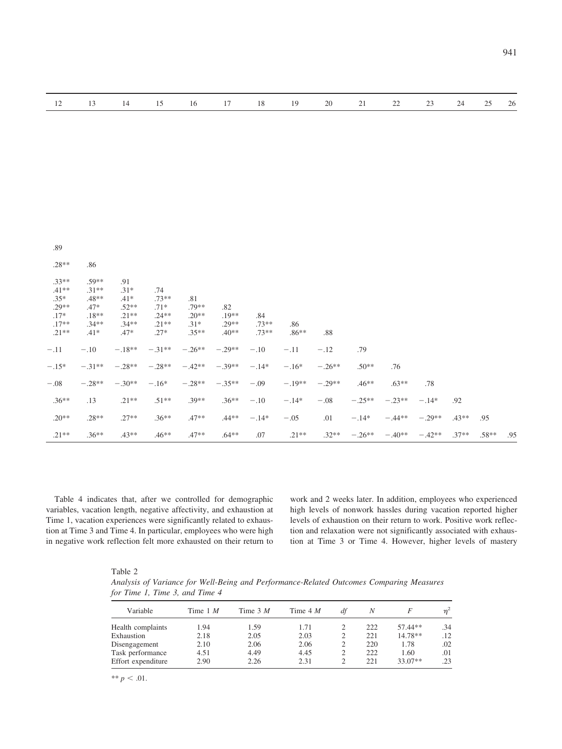| 12 | 13 | 14 | 15 | 16 | 17 | 18 | 19 | 20 | 21 | 22 | 23 | 24 | 25 | 26 |
|---|---|---|---|---|---|---|---|---|---|---|---|---|---|---|
| .89 | | | | | | | | | | | | | | |
| .28** | .86 | | | | | | | | | | | | | |
| .33** | .59** | .91 | | | | | | | | | | | | |
| .41** | .31** | .31* | .74 | | | | | | | | | | | |
| .35* | .48** | .41* | .73** | .81 | | | | | | | | | | |
| .29** | .47* | .52** | .71* | .79** | .82 | | | | | | | | | |
| .17* | .18** | .21** | .24** | .20** | .19** | .84 | | | | | | | | |
| .17** | .34** | .34** | .21** | .31* | .29** | .73** | .86 | | | | | | | |
| .21** | .41* | .47* | .27* | .35** | .40** | .73** | .86** | .88 | | | | | | |
| −.11 | −.10 | −.18** | −.31** | −.26** | −.29** | −.10 | −.11 | −.12 | .79 | | | | | |
| −.15* | −.31** | −.28** | −.28** | −.42** | −.39** | −.14* | −.16* | −.26** | .50** | .76 | | | | |
| −.08 | −.28** | −.30** | −.16* | −.28** | −.35** | −.09 | −.19** | −.29** | .46** | .63** | .78 | | | |
| .36** | .13 | .21** | .51** | .39** | .36** | −.10 | −.14* | −.08 | −.25** | −.23** | −.14* | .92 | | |
| .20** | .28** | .27** | .36** | .47** | .44** | −.14* | −.05 | .01 | −.14* | −.44** | −.29** | .43** | .95 | |
| .21** | .36** | .43** | .46** | .47** | .64** | .07 | .21** | .32** | −.26** | −.40** | −.42** | .37** | .58** | .95 |

Table 4 indicates that, after we controlled for demographic variables, vacation length, negative affectivity, and exhaustion at Time 1, vacation experiences were significantly related to exhaustion at Time 3 and Time 4. In particular, employees who were high in negative work reflection felt more exhausted on their return to work and 2 weeks later. In addition, employees who experienced high levels of nonwork hassles during vacation reported higher levels of exhaustion on their return to work. Positive work reflection and relaxation were not significantly associated with exhaustion at Time 3 or Time 4. However, higher levels of mastery

Table 2
*Analysis of Variance for Well-Being and Performance-Related Outcomes Comparing Measures for Time 1, Time 3, and Time 4*

| Variable | Time 1 $M$ | Time 3 $M$ | Time 4 $M$ | $df$ | $N$ | $F$ | $\eta^2$ |
|---|---|---|---|---|---|---|---|
| Health complaints | 1.94 | 1.59 | 1.71 | 2 | 222 | 57.44** | .34 |
| Exhaustion | 2.18 | 2.05 | 2.03 | 2 | 221 | 14.78** | .12 |
| Disengagement | 2.10 | 2.06 | 2.06 | 2 | 220 | 1.78 | .02 |
| Task performance | 4.51 | 4.49 | 4.45 | 2 | 222 | 1.60 | .01 |
| Effort expenditure | 2.90 | 2.26 | 2.31 | 2 | 221 | 33.07** | .23 |

** $p < .01$.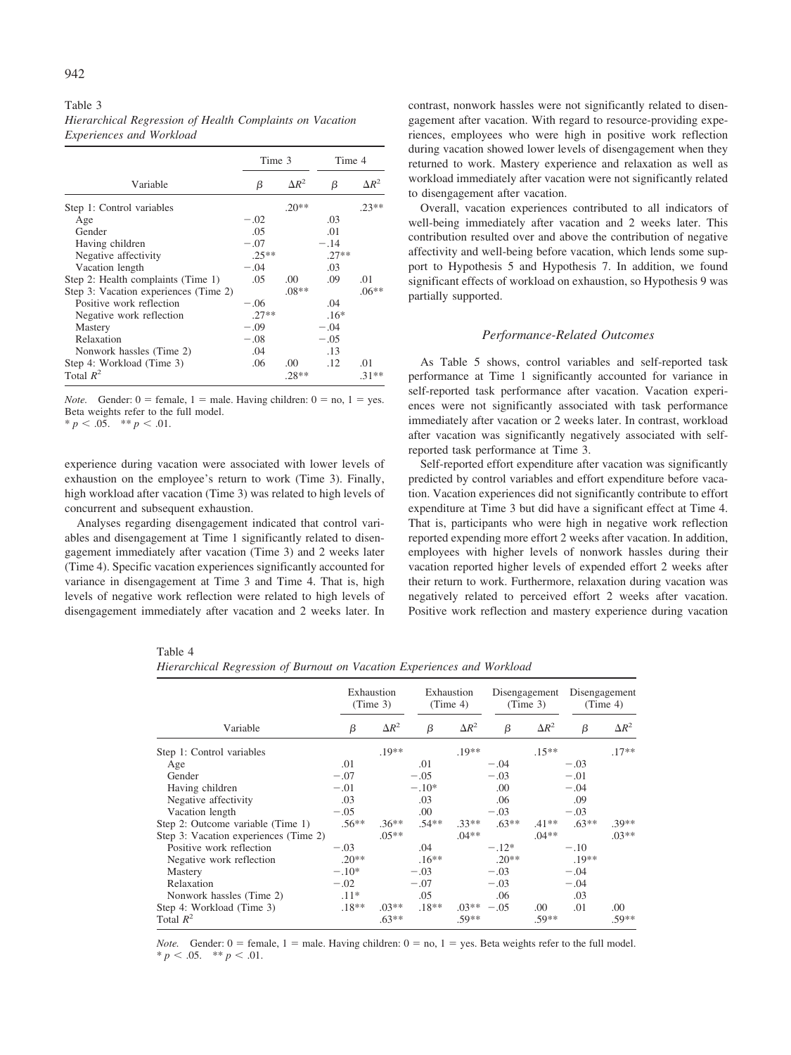Table 3
*Hierarchical Regression of Health Complaints on Vacation Experiences and Workload*

| Variable | Time 3 | | Time 4 | |
|---|---|---|---|---|
| | $\beta$ | $\Delta R^2$ | $\beta$ | $\Delta R^2$ |
| Step 1: Control variables | | .20** | | .23** |
| Age | −.02 | | .03 | |
| Gender | .05 | | .01 | |
| Having children | −.07 | | −.14 | |
| Negative affectivity | .25** | | .27** | |
| Vacation length | −.04 | | .03 | |
| Step 2: Health complaints (Time 1) | .05 | .00 | .09 | .01 |
| Step 3: Vacation experiences (Time 2) | | .08** | | .06** |
| Positive work reflection | −.06 | | .04 | |
| Negative work reflection | .27** | | .16* | |
| Mastery | −.09 | | −.04 | |
| Relaxation | −.08 | | −.05 | |
| Nonwork hassles (Time 2) | .04 | | .13 | |
| Step 4: Workload (Time 3) | .06 | .00 | .12 | .01 |
| Total $R^2$ | | .28** | | .31** |

*Note.* Gender: 0 = female, 1 = male. Having children: 0 = no, 1 = yes. Beta weights refer to the full model.
* $p < .05$. ** $p < .01$.

experience during vacation were associated with lower levels of exhaustion on the employee's return to work (Time 3). Finally, high workload after vacation (Time 3) was related to high levels of concurrent and subsequent exhaustion.

Analyses regarding disengagement indicated that control variables and disengagement at Time 1 significantly related to disengagement immediately after vacation (Time 3) and 2 weeks later (Time 4). Specific vacation experiences significantly accounted for variance in disengagement at Time 3 and Time 4. That is, high levels of negative work reflection were related to high levels of disengagement immediately after vacation and 2 weeks later. In contrast, nonwork hassles were not significantly related to disengagement after vacation. With regard to resource-providing experiences, employees who were high in positive work reflection during vacation showed lower levels of disengagement when they returned to work. Mastery experience and relaxation as well as workload immediately after vacation were not significantly related to disengagement after vacation.

Overall, vacation experiences contributed to all indicators of well-being immediately after vacation and 2 weeks later. This contribution resulted over and above the contribution of negative affectivity and well-being before vacation, which lends some support to Hypothesis 5 and Hypothesis 7. In addition, we found significant effects of workload on exhaustion, so Hypothesis 9 was partially supported.

### Performance-Related Outcomes

As Table 5 shows, control variables and self-reported task performance at Time 1 significantly accounted for variance in self-reported task performance after vacation. Vacation experiences were not significantly associated with task performance immediately after vacation or 2 weeks later. In contrast, workload after vacation was significantly negatively associated with self-reported task performance at Time 3.

Self-reported effort expenditure after vacation was significantly predicted by control variables and effort expenditure before vacation. Vacation experiences did not significantly contribute to effort expenditure at Time 3 but did have a significant effect at Time 4. That is, participants who were high in negative work reflection reported expending more effort 2 weeks after vacation. In addition, employees with higher levels of nonwork hassles during their vacation reported higher levels of expended effort 2 weeks after their return to work. Furthermore, relaxation during vacation was negatively related to perceived effort 2 weeks after vacation. Positive work reflection and mastery experience during vacation

Table 4
*Hierarchical Regression of Burnout on Vacation Experiences and Workload*

| Variable | Exhaustion (Time 3) | | Exhaustion (Time 4) | | Disengagement (Time 3) | | Disengagement (Time 4) | |
|---|---|---|---|---|---|---|---|---|
| | $\beta$ | $\Delta R^2$ | $\beta$ | $\Delta R^2$ | $\beta$ | $\Delta R^2$ | $\beta$ | $\Delta R^2$ |
| Step 1: Control variables | | .19** | | .19** | | .15** | | .17** |
| Age | .01 | | .01 | | −.04 | | −.03 | |
| Gender | −.07 | | −.05 | | −.03 | | −.01 | |
| Having children | −.01 | | −.10* | | .00 | | −.04 | |
| Negative affectivity | .03 | | .03 | | .06 | | .09 | |
| Vacation length | −.05 | | .00 | | −.03 | | −.03 | |
| Step 2: Outcome variable (Time 1) | .56** | .36** | .54** | .33** | .63** | .41** | .63** | .39** |
| Step 3: Vacation experiences (Time 2) | | .05** | | .04** | | .04** | | .03** |
| Positive work reflection | −.03 | | .04 | | −.12* | | −.10 | |
| Negative work reflection | .20** | | .16** | | .20** | | .19** | |
| Mastery | −.10* | | −.03 | | −.03 | | −.04 | |
| Relaxation | −.02 | | −.07 | | −.03 | | −.04 | |
| Nonwork hassles (Time 2) | .11* | | .05 | | .06 | | .03 | |
| Step 4: Workload (Time 3) | .18** | .03** | .18** | .03** | −.05 | .00 | .01 | .00 |
| Total $R^2$ | | .63** | | .59** | | .59** | | .59** |

*Note.* Gender: 0 = female, 1 = male. Having children: 0 = no, 1 = yes. Beta weights refer to the full model.
* $p < .05$. ** $p < .01$.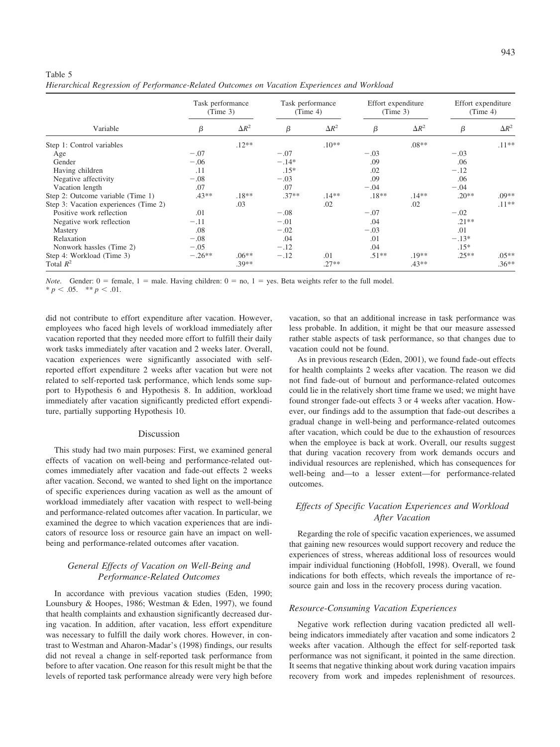Table 5
*Hierarchical Regression of Performance-Related Outcomes on Vacation Experiences and Workload*

| Variable | Task performance (Time 3) | | Task performance (Time 4) | | Effort expenditure (Time 3) | | Effort expenditure (Time 4) | |
|---|---|---|---|---|---|---|---|---|
| | $\beta$ | $\Delta R^2$ | $\beta$ | $\Delta R^2$ | $\beta$ | $\Delta R^2$ | $\beta$ | $\Delta R^2$ |
| Step 1: Control variables | | .12** | | .10** | | .08** | | .11** |
| Age | −.07 | | −.07 | | −.03 | | −.03 | |
| Gender | −.06 | | −.14* | | .09 | | .06 | |
| Having children | .11 | | .15* | | .02 | | −.12 | |
| Negative affectivity | −.08 | | −.03 | | .09 | | .06 | |
| Vacation length | .07 | | .07 | | −.04 | | −.04 | |
| Step 2: Outcome variable (Time 1) | .43** | .18** | .37** | .14** | .18** | .14** | .20** | .09** |
| Step 3: Vacation experiences (Time 2) | | .03 | | .02 | | .02 | | .11** |
| Positive work reflection | .01 | | −.08 | | −.07 | | −.02 | |
| Negative work reflection | −.11 | | −.01 | | .04 | | .21** | |
| Mastery | .08 | | −.02 | | −.03 | | .01 | |
| Relaxation | −.08 | | .04 | | .01 | | −.13* | |
| Nonwork hassles (Time 2) | −.05 | | −.12 | | .04 | | .15* | |
| Step 4: Workload (Time 3) | −.26** | .06** | −.12 | .01 | .51** | .19** | .25** | .05** |
| Total $R^2$ | | .39** | | .27** | | .43** | | .36** |

*Note.* Gender: 0 = female, 1 = male. Having children: 0 = no, 1 = yes. Beta weights refer to the full model.
* $p < .05$. ** $p < .01$.

did not contribute to effort expenditure after vacation. However, employees who faced high levels of workload immediately after vacation reported that they needed more effort to fulfill their daily work tasks immediately after vacation and 2 weeks later. Overall, vacation experiences were significantly associated with self-reported effort expenditure 2 weeks after vacation but were not related to self-reported task performance, which lends some support to Hypothesis 6 and Hypothesis 8. In addition, workload immediately after vacation significantly predicted effort expenditure, partially supporting Hypothesis 10.

## Discussion

This study had two main purposes: First, we examined general effects of vacation on well-being and performance-related outcomes immediately after vacation and fade-out effects 2 weeks after vacation. Second, we wanted to shed light on the importance of specific experiences during vacation as well as the amount of workload immediately after vacation with respect to well-being and performance-related outcomes after vacation. In particular, we examined the degree to which vacation experiences that are indicators of resource loss or resource gain have an impact on well-being and performance-related outcomes after vacation.

### *General Effects of Vacation on Well-Being and Performance-Related Outcomes*

In accordance with previous vacation studies (Eden, 1990; Lounsbury & Hoopes, 1986; Westman & Eden, 1997), we found that health complaints and exhaustion significantly decreased during vacation. In addition, after vacation, less effort expenditure was necessary to fulfill the daily work chores. However, in contrast to Westman and Aharon-Madar's (1998) findings, our results did not reveal a change in self-reported task performance from before to after vacation. One reason for this result might be that the levels of reported task performance already were very high before vacation, so that an additional increase in task performance was less probable. In addition, it might be that our measure assessed rather stable aspects of task performance, so that changes due to vacation could not be found.

As in previous research (Eden, 2001), we found fade-out effects for health complaints 2 weeks after vacation. The reason we did not find fade-out of burnout and performance-related outcomes could lie in the relatively short time frame we used; we might have found stronger fade-out effects 3 or 4 weeks after vacation. However, our findings add to the assumption that fade-out describes a gradual change in well-being and performance-related outcomes after vacation, which could be due to the exhaustion of resources when the employee is back at work. Overall, our results suggest that during vacation recovery from work demands occurs and individual resources are replenished, which has consequences for well-being and—to a lesser extent—for performance-related outcomes.

### *Effects of Specific Vacation Experiences and Workload After Vacation*

Regarding the role of specific vacation experiences, we assumed that gaining new resources would support recovery and reduce the experiences of stress, whereas additional loss of resources would impair individual functioning (Hobfoll, 1998). Overall, we found indications for both effects, which reveals the importance of resource gain and loss in the recovery process during vacation.

#### *Resource-Consuming Vacation Experiences*

Negative work reflection during vacation predicted all well-being indicators immediately after vacation and some indicators 2 weeks after vacation. Although the effect for self-reported task performance was not significant, it pointed in the same direction. It seems that negative thinking about work during vacation impairs recovery from work and impedes replenishment of resources.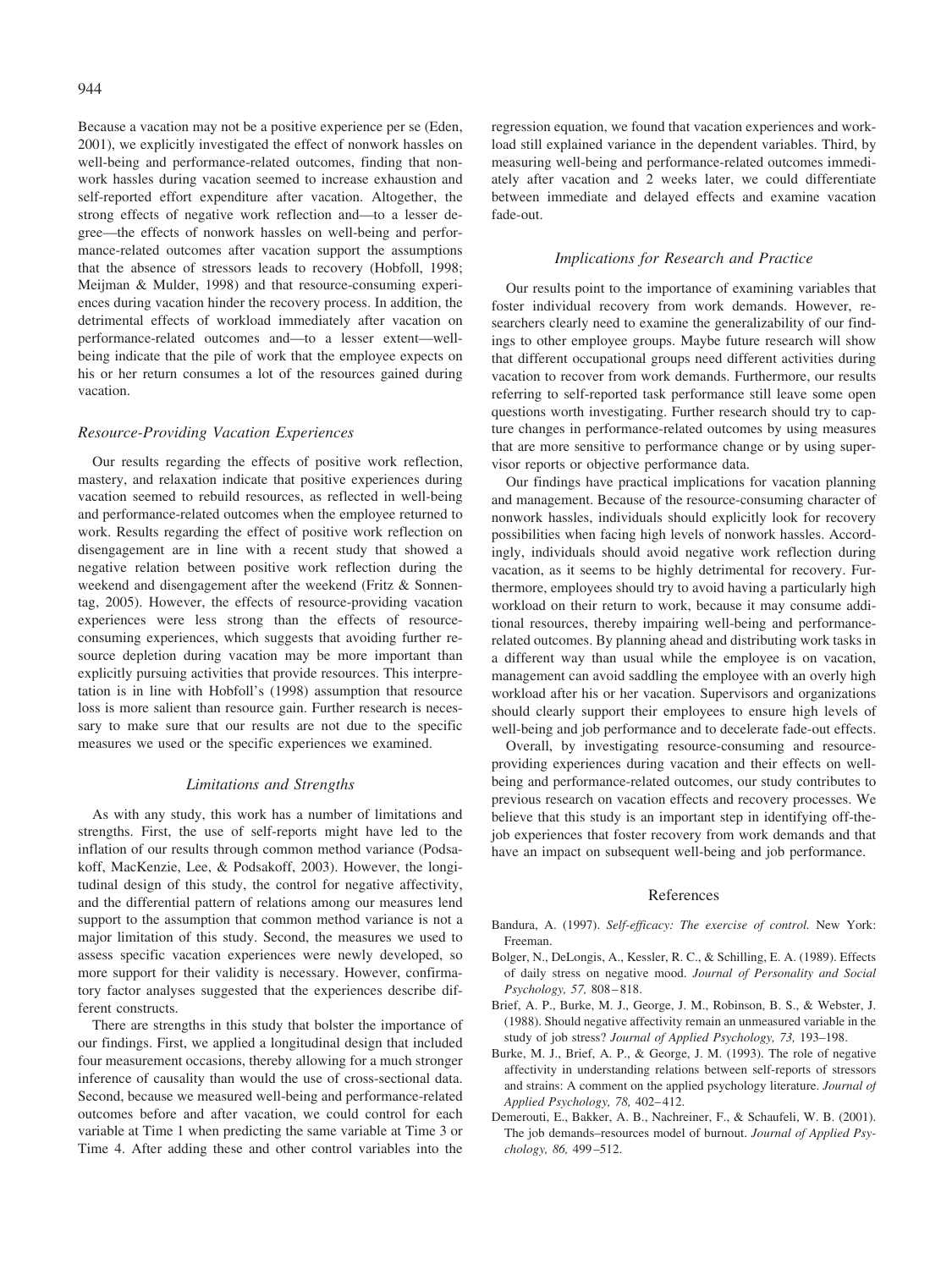Because a vacation may not be a positive experience per se (Eden, 2001), we explicitly investigated the effect of nonwork hassles on well-being and performance-related outcomes, finding that nonwork hassles during vacation seemed to increase exhaustion and self-reported effort expenditure after vacation. Altogether, the strong effects of negative work reflection and—to a lesser degree—the effects of nonwork hassles on well-being and performance-related outcomes after vacation support the assumptions that the absence of stressors leads to recovery (Hobfoll, 1998; Meijman & Mulder, 1998) and that resource-consuming experiences during vacation hinder the recovery process. In addition, the detrimental effects of workload immediately after vacation on performance-related outcomes and—to a lesser extent—well-being indicate that the pile of work that the employee expects on his or her return consumes a lot of the resources gained during vacation.

### *Resource-Providing Vacation Experiences*

Our results regarding the effects of positive work reflection, mastery, and relaxation indicate that positive experiences during vacation seemed to rebuild resources, as reflected in well-being and performance-related outcomes when the employee returned to work. Results regarding the effect of positive work reflection on disengagement are in line with a recent study that showed a negative relation between positive work reflection during the weekend and disengagement after the weekend (Fritz & Sonnentag, 2005). However, the effects of resource-providing vacation experiences were less strong than the effects of resource-consuming experiences, which suggests that avoiding further resource depletion during vacation may be more important than explicitly pursuing activities that provide resources. This interpretation is in line with Hobfoll's (1998) assumption that resource loss is more salient than resource gain. Further research is necessary to make sure that our results are not due to the specific measures we used or the specific experiences we examined.

### *Limitations and Strengths*

As with any study, this work has a number of limitations and strengths. First, the use of self-reports might have led to the inflation of our results through common method variance (Podsakoff, MacKenzie, Lee, & Podsakoff, 2003). However, the longitudinal design of this study, the control for negative affectivity, and the differential pattern of relations among our measures lend support to the assumption that common method variance is not a major limitation of this study. Second, the measures we used to assess specific vacation experiences were newly developed, so more support for their validity is necessary. However, confirmatory factor analyses suggested that the experiences describe different constructs.

There are strengths in this study that bolster the importance of our findings. First, we applied a longitudinal design that included four measurement occasions, thereby allowing for a much stronger inference of causality than would the use of cross-sectional data. Second, because we measured well-being and performance-related outcomes before and after vacation, we could control for each variable at Time 1 when predicting the same variable at Time 3 or Time 4. After adding these and other control variables into the regression equation, we found that vacation experiences and workload still explained variance in the dependent variables. Third, by measuring well-being and performance-related outcomes immediately after vacation and 2 weeks later, we could differentiate between immediate and delayed effects and examine vacation fade-out.

### *Implications for Research and Practice*

Our results point to the importance of examining variables that foster individual recovery from work demands. However, researchers clearly need to examine the generalizability of our findings to other employee groups. Maybe future research will show that different occupational groups need different activities during vacation to recover from work demands. Furthermore, our results referring to self-reported task performance still leave some open questions worth investigating. Further research should try to capture changes in performance-related outcomes by using measures that are more sensitive to performance change or by using supervisor reports or objective performance data.

Our findings have practical implications for vacation planning and management. Because of the resource-consuming character of nonwork hassles, individuals should explicitly look for recovery possibilities when facing high levels of nonwork hassles. Accordingly, individuals should avoid negative work reflection during vacation, as it seems to be highly detrimental for recovery. Furthermore, employees should try to avoid having a particularly high workload on their return to work, because it may consume additional resources, thereby impairing well-being and performance-related outcomes. By planning ahead and distributing work tasks in a different way than usual while the employee is on vacation, management can avoid saddling the employee with an overly high workload after his or her vacation. Supervisors and organizations should clearly support their employees to ensure high levels of well-being and job performance and to decelerate fade-out effects.

Overall, by investigating resource-consuming and resource-providing experiences during vacation and their effects on well-being and performance-related outcomes, our study contributes to previous research on vacation effects and recovery processes. We believe that this study is an important step in identifying off-the-job experiences that foster recovery from work demands and that have an impact on subsequent well-being and job performance.

## References

Bandura, A. (1997). *Self-efficacy: The exercise of control.* New York: Freeman.

Bolger, N., DeLongis, A., Kessler, R. C., & Schilling, E. A. (1989). Effects of daily stress on negative mood. *Journal of Personality and Social Psychology, 57,* 808–818.

Brief, A. P., Burke, M. J., George, J. M., Robinson, B. S., & Webster, J. (1988). Should negative affectivity remain an unmeasured variable in the study of job stress? *Journal of Applied Psychology, 73,* 193–198.

Burke, M. J., Brief, A. P., & George, J. M. (1993). The role of negative affectivity in understanding relations between self-reports of stressors and strains: A comment on the applied psychology literature. *Journal of Applied Psychology, 78,* 402–412.

Demerouti, E., Bakker, A. B., Nachreiner, F., & Schaufeli, W. B. (2001). The job demands–resources model of burnout. *Journal of Applied Psychology, 86,* 499–512.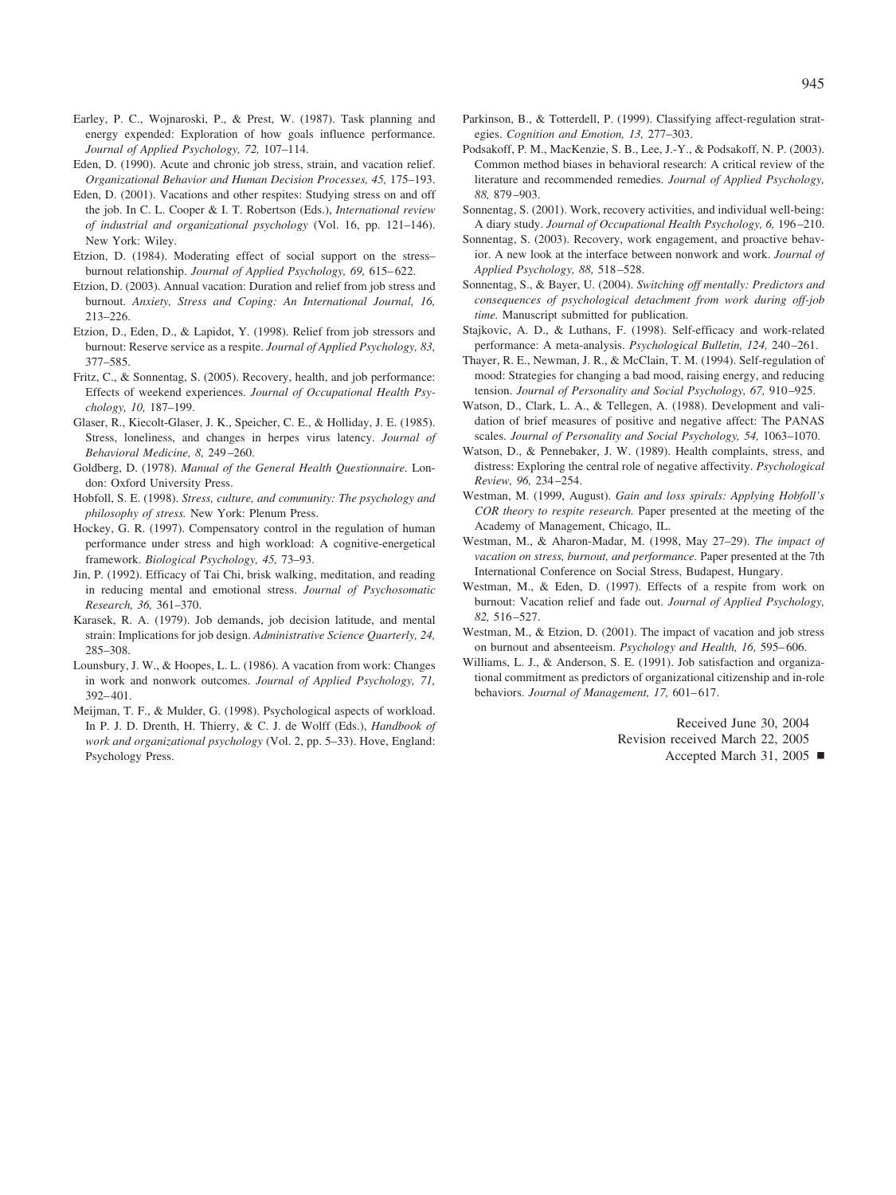Earley, P. C., Wojnaroski, P., & Prest, W. (1987). Task planning and energy expended: Exploration of how goals influence performance. *Journal of Applied Psychology, 72,* 107–114.

Eden, D. (1990). Acute and chronic job stress, strain, and vacation relief. *Organizational Behavior and Human Decision Processes, 45,* 175–193.

Eden, D. (2001). Vacations and other respites: Studying stress on and off the job. In C. L. Cooper & I. T. Robertson (Eds.), *International review of industrial and organizational psychology* (Vol. 16, pp. 121–146). New York: Wiley.

Etzion, D. (1984). Moderating effect of social support on the stress–burnout relationship. *Journal of Applied Psychology, 69,* 615–622.

Etzion, D. (2003). Annual vacation: Duration and relief from job stress and burnout. *Anxiety, Stress and Coping: An International Journal, 16,* 213–226.

Etzion, D., Eden, D., & Lapidot, Y. (1998). Relief from job stressors and burnout: Reserve service as a respite. *Journal of Applied Psychology, 83,* 377–585.

Fritz, C., & Sonnentag, S. (2005). Recovery, health, and job performance: Effects of weekend experiences. *Journal of Occupational Health Psychology, 10,* 187–199.

Glaser, R., Kiecolt-Glaser, J. K., Speicher, C. E., & Holliday, J. E. (1985). Stress, loneliness, and changes in herpes virus latency. *Journal of Behavioral Medicine, 8,* 249–260.

Goldberg, D. (1978). *Manual of the General Health Questionnaire.* London: Oxford University Press.

Hobfoll, S. E. (1998). *Stress, culture, and community: The psychology and philosophy of stress.* New York: Plenum Press.

Hockey, G. R. (1997). Compensatory control in the regulation of human performance under stress and high workload: A cognitive-energetical framework. *Biological Psychology, 45,* 73–93.

Jin, P. (1992). Efficacy of Tai Chi, brisk walking, meditation, and reading in reducing mental and emotional stress. *Journal of Psychosomatic Research, 36,* 361–370.

Karasek, R. A. (1979). Job demands, job decision latitude, and mental strain: Implications for job design. *Administrative Science Quarterly, 24,* 285–308.

Lounsbury, J. W., & Hoopes, L. L. (1986). A vacation from work: Changes in work and nonwork outcomes. *Journal of Applied Psychology, 71,* 392–401.

Meijman, T. F., & Mulder, G. (1998). Psychological aspects of workload. In P. J. D. Drenth, H. Thierry, & C. J. de Wolff (Eds.), *Handbook of work and organizational psychology* (Vol. 2, pp. 5–33). Hove, England: Psychology Press.

Parkinson, B., & Totterdell, P. (1999). Classifying affect-regulation strategies. *Cognition and Emotion, 13,* 277–303.

Podsakoff, P. M., MacKenzie, S. B., Lee, J.-Y., & Podsakoff, N. P. (2003). Common method biases in behavioral research: A critical review of the literature and recommended remedies. *Journal of Applied Psychology, 88,* 879–903.

Sonnentag, S. (2001). Work, recovery activities, and individual well-being: A diary study. *Journal of Occupational Health Psychology, 6,* 196–210.

Sonnentag, S. (2003). Recovery, work engagement, and proactive behavior. A new look at the interface between nonwork and work. *Journal of Applied Psychology, 88,* 518–528.

Sonnentag, S., & Bayer, U. (2004). *Switching off mentally: Predictors and consequences of psychological detachment from work during off-job time.* Manuscript submitted for publication.

Stajkovic, A. D., & Luthans, F. (1998). Self-efficacy and work-related performance: A meta-analysis. *Psychological Bulletin, 124,* 240–261.

Thayer, R. E., Newman, J. R., & McClain, T. M. (1994). Self-regulation of mood: Strategies for changing a bad mood, raising energy, and reducing tension. *Journal of Personality and Social Psychology, 67,* 910–925.

Watson, D., Clark, L. A., & Tellegen, A. (1988). Development and validation of brief measures of positive and negative affect: The PANAS scales. *Journal of Personality and Social Psychology, 54,* 1063–1070.

Watson, D., & Pennebaker, J. W. (1989). Health complaints, stress, and distress: Exploring the central role of negative affectivity. *Psychological Review, 96,* 234–254.

Westman, M. (1999, August). *Gain and loss spirals: Applying Hobfoll's COR theory to respite research.* Paper presented at the meeting of the Academy of Management, Chicago, IL.

Westman, M., & Aharon-Madar, M. (1998, May 27–29). *The impact of vacation on stress, burnout, and performance.* Paper presented at the 7th International Conference on Social Stress, Budapest, Hungary.

Westman, M., & Eden, D. (1997). Effects of a respite from work on burnout: Vacation relief and fade out. *Journal of Applied Psychology, 82,* 516–527.

Westman, M., & Etzion, D. (2001). The impact of vacation and job stress on burnout and absenteeism. *Psychology and Health, 16,* 595–606.

Williams, L. J., & Anderson, S. E. (1991). Job satisfaction and organizational commitment as predictors of organizational citizenship and in-role behaviors. *Journal of Management, 17,* 601–617.

Received June 30, 2004
Revision received March 22, 2005
Accepted March 31, 2005 ■